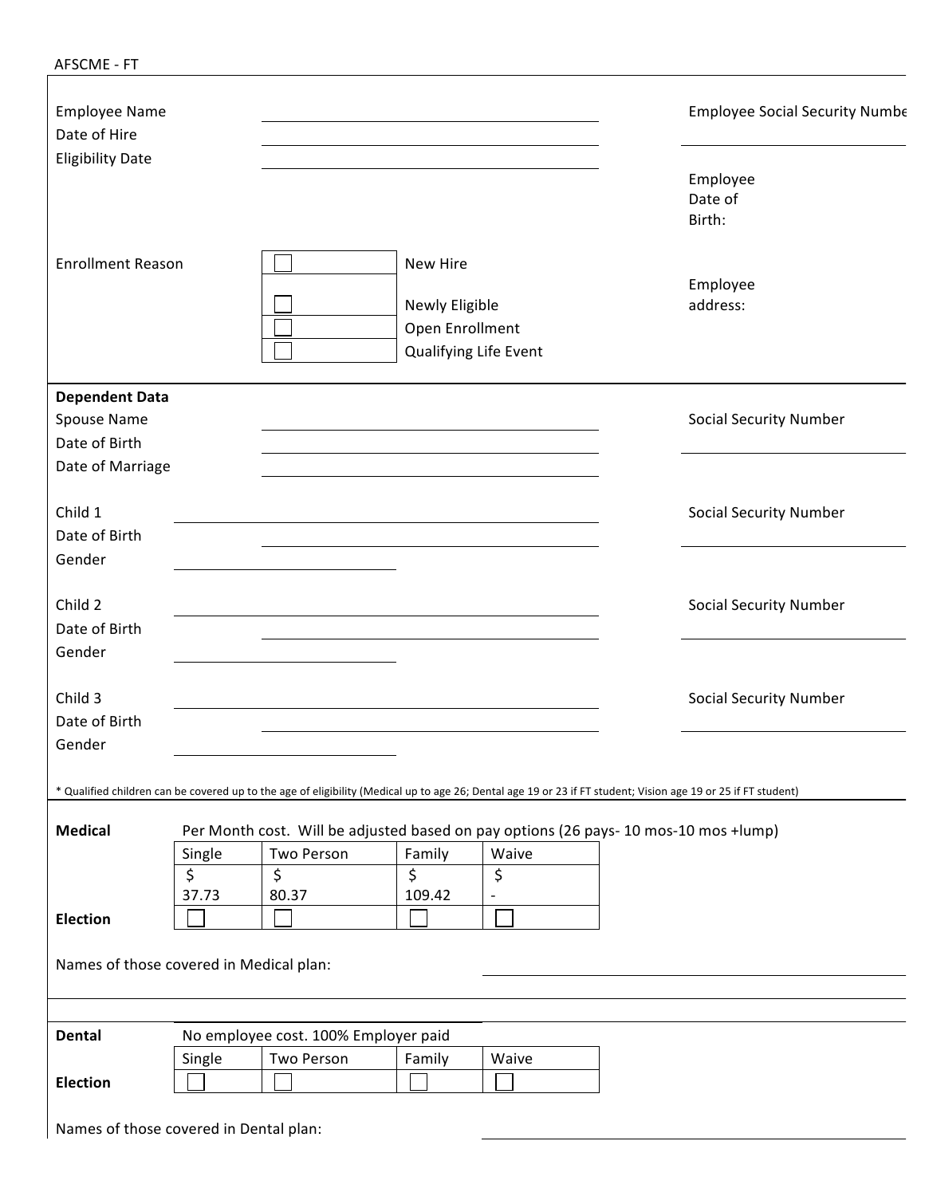AFSCME - FT

Employee Name ______________________

Date of Hire ______________________

Eligibility Date ______________________

Employee Social Security Numbe ______________________

Employee Date of Birth:

Enrollment Reason

- ☐ New Hire
- ☐ Newly Eligible
- ☐ Open Enrollment
- ☐ Qualifying Life Event

Employee address:

**Dependent Data**

Spouse Name ______________________

Date of Birth ______________________

Date of Marriage ______________________

Social Security Number ______________________

Child 1 ______________________

Date of Birth ______________________

Gender ______________________

Social Security Number ______________________

Child 2 ______________________

Date of Birth ______________________

Gender ______________________

Social Security Number ______________________

Child 3 ______________________

Date of Birth ______________________

Gender ______________________

Social Security Number ______________________

* Qualified children can be covered up to the age of eligibility (Medical up to age 26; Dental age 19 or 23 if FT student; Vision age 19 or 25 if FT student)

**Medical** Per Month cost. Will be adjusted based on pay options (26 pays- 10 mos-10 mos +lump)

| | Single | Two Person | Family | Waive |
|---|---|---|---|---|
| | $ 37.73 | $ 80.37 | $ 109.42 | $ - |
| **Election** | ☐ | ☐ | ☐ | ☐ |

Names of those covered in Medical plan: ______________________

**Dental** No employee cost. 100% Employer paid

| | Single | Two Person | Family | Waive |
|---|---|---|---|---|
| **Election** | ☐ | ☐ | ☐ | ☐ |

Names of those covered in Dental plan: ______________________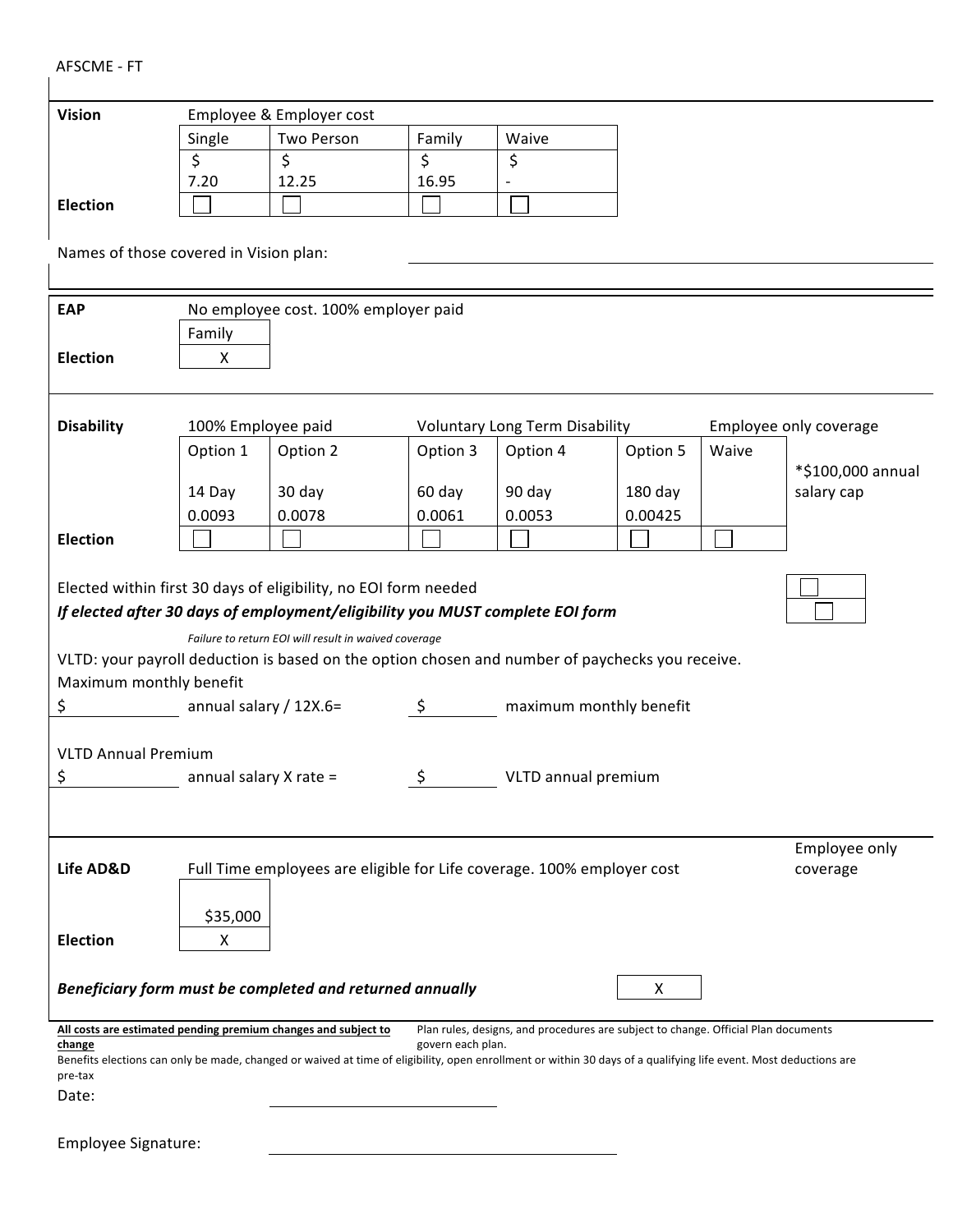AFSCME - FT

| | | | | | | | |
|---|---|---|---|---|---|---|---|
| **Vision** | Employee & Employer cost | | | | | | |
| | Single | Two Person | Family | Waive | | | |
| | $ 7.20 | $ 12.25 | $ 16.95 | $ - | | | |
| **Election** | ☐ | ☐ | ☐ | ☐ | | | |

Names of those covered in Vision plan: ______________________

| | | | | | | | |
|---|---|---|---|---|---|---|---|
| **EAP** | No employee cost. 100% employer paid | | | | | | |
| | Family | | | | | | |
| **Election** | X | | | | | | |

| | | | | | | | |
|---|---|---|---|---|---|---|---|
| **Disability** | 100% Employee paid | | Voluntary Long Term Disability | | | Employee only coverage | |
| | Option 1 | Option 2 | Option 3 | Option 4 | Option 5 | Waive | *$100,000 annual salary cap |
| | 14 Day | 30 day | 60 day | 90 day | 180 day | | |
| | 0.0093 | 0.0078 | 0.0061 | 0.0053 | 0.00425 | | |
| **Election** | ☐ | ☐ | ☐ | ☐ | ☐ | ☐ | |

Elected within first 30 days of eligibility, no EOI form needed ☐

***If elected after 30 days of employment/eligibility you MUST complete EOI form*** ☐

*Failure to return EOI will result in waived coverage*

VLTD: your payroll deduction is based on the option chosen and number of paychecks you receive.

Maximum monthly benefit

$ __________ annual salary / 12X.6= $ __________ maximum monthly benefit

VLTD Annual Premium

$ __________ annual salary X rate = $ __________ VLTD annual premium

| | | |
|---|---|---|
| **Life AD&D** | Full Time employees are eligible for Life coverage. 100% employer cost | Employee only coverage |
| | $35,000 | |
| **Election** | X | |

***Beneficiary form must be completed and returned annually*** X

**All costs are estimated pending premium changes and subject to change** Plan rules, designs, and procedures are subject to change. Official Plan documents govern each plan.

Benefits elections can only be made, changed or waived at time of eligibility, open enrollment or within 30 days of a qualifying life event. Most deductions are pre-tax

Date: ______________________

Employee Signature: ______________________